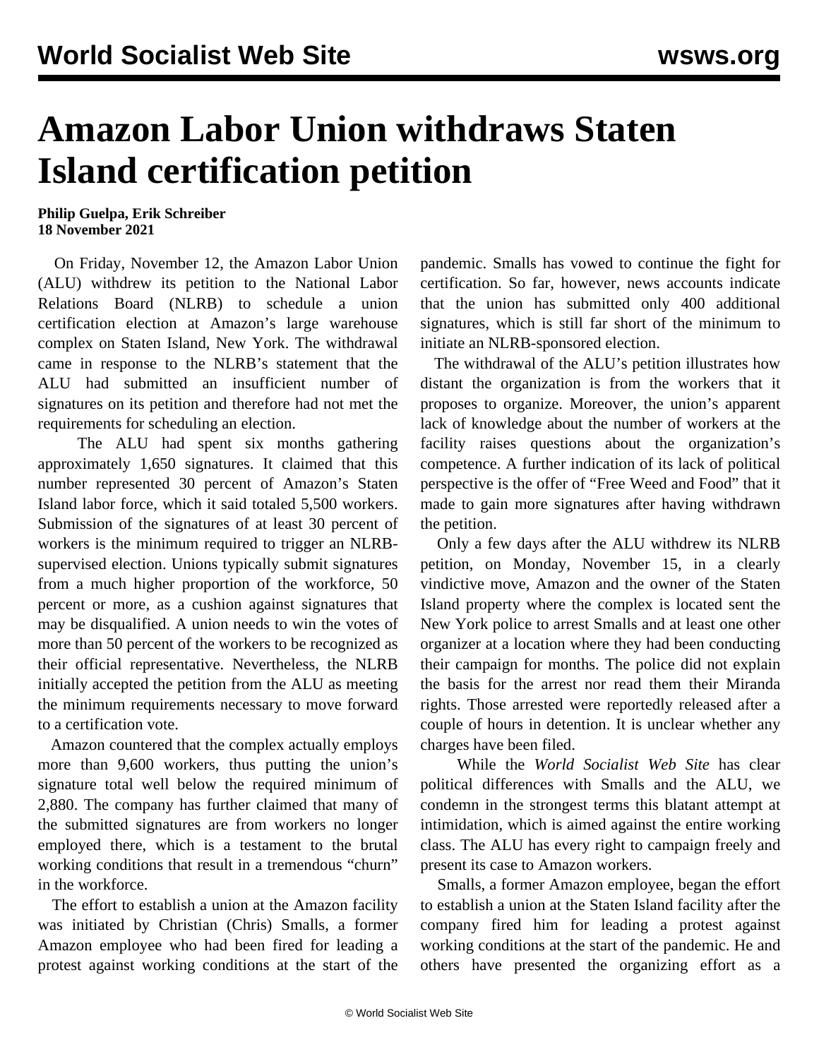# Amazon Labor Union withdraws Staten Island certification petition

**Philip Guelpa, Erik Schreiber**
**18 November 2021**

On Friday, November 12, the Amazon Labor Union (ALU) withdrew its petition to the National Labor Relations Board (NLRB) to schedule a union certification election at Amazon's large warehouse complex on Staten Island, New York. The withdrawal came in response to the NLRB's statement that the ALU had submitted an insufficient number of signatures on its petition and therefore had not met the requirements for scheduling an election.

The ALU had spent six months gathering approximately 1,650 signatures. It claimed that this number represented 30 percent of Amazon's Staten Island labor force, which it said totaled 5,500 workers. Submission of the signatures of at least 30 percent of workers is the minimum required to trigger an NLRB-supervised election. Unions typically submit signatures from a much higher proportion of the workforce, 50 percent or more, as a cushion against signatures that may be disqualified. A union needs to win the votes of more than 50 percent of the workers to be recognized as their official representative. Nevertheless, the NLRB initially accepted the petition from the ALU as meeting the minimum requirements necessary to move forward to a certification vote.

Amazon countered that the complex actually employs more than 9,600 workers, thus putting the union's signature total well below the required minimum of 2,880. The company has further claimed that many of the submitted signatures are from workers no longer employed there, which is a testament to the brutal working conditions that result in a tremendous "churn" in the workforce.

The effort to establish a union at the Amazon facility was initiated by Christian (Chris) Smalls, a former Amazon employee who had been fired for leading a protest against working conditions at the start of the pandemic. Smalls has vowed to continue the fight for certification. So far, however, news accounts indicate that the union has submitted only 400 additional signatures, which is still far short of the minimum to initiate an NLRB-sponsored election.

The withdrawal of the ALU's petition illustrates how distant the organization is from the workers that it proposes to organize. Moreover, the union's apparent lack of knowledge about the number of workers at the facility raises questions about the organization's competence. A further indication of its lack of political perspective is the offer of "Free Weed and Food" that it made to gain more signatures after having withdrawn the petition.

Only a few days after the ALU withdrew its NLRB petition, on Monday, November 15, in a clearly vindictive move, Amazon and the owner of the Staten Island property where the complex is located sent the New York police to arrest Smalls and at least one other organizer at a location where they had been conducting their campaign for months. The police did not explain the basis for the arrest nor read them their Miranda rights. Those arrested were reportedly released after a couple of hours in detention. It is unclear whether any charges have been filed.

While the *World Socialist Web Site* has clear political differences with Smalls and the ALU, we condemn in the strongest terms this blatant attempt at intimidation, which is aimed against the entire working class. The ALU has every right to campaign freely and present its case to Amazon workers.

Smalls, a former Amazon employee, began the effort to establish a union at the Staten Island facility after the company fired him for leading a protest against working conditions at the start of the pandemic. He and others have presented the organizing effort as a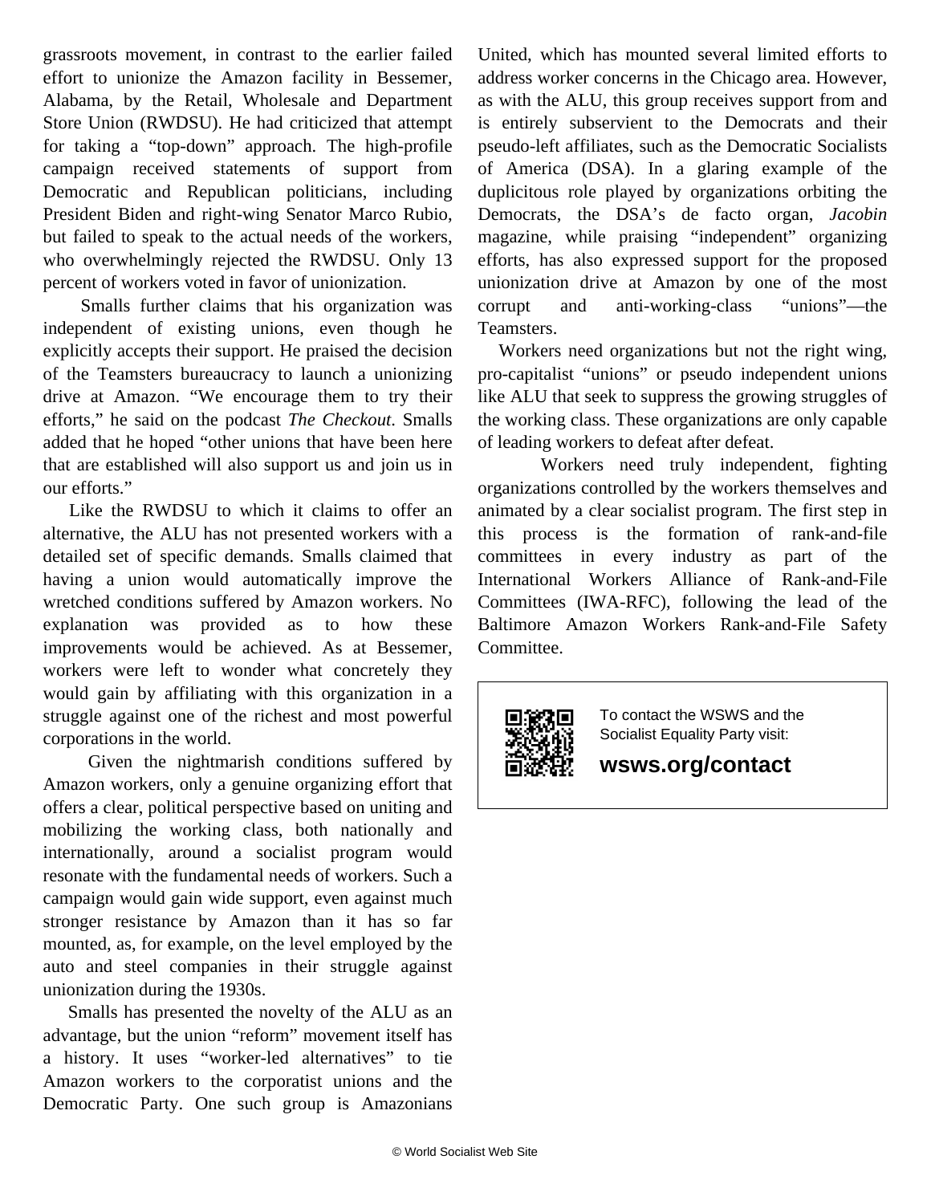grassroots movement, in contrast to the earlier failed effort to unionize the Amazon facility in Bessemer, Alabama, by the Retail, Wholesale and Department Store Union (RWDSU). He had criticized that attempt for taking a "top-down" approach. The high-profile campaign received statements of support from Democratic and Republican politicians, including President Biden and right-wing Senator Marco Rubio, but failed to speak to the actual needs of the workers, who overwhelmingly rejected the RWDSU. Only 13 percent of workers voted in favor of unionization.

Smalls further claims that his organization was independent of existing unions, even though he explicitly accepts their support. He praised the decision of the Teamsters bureaucracy to launch a unionizing drive at Amazon. "We encourage them to try their efforts," he said on the podcast *The Checkout*. Smalls added that he hoped "other unions that have been here that are established will also support us and join us in our efforts."

Like the RWDSU to which it claims to offer an alternative, the ALU has not presented workers with a detailed set of specific demands. Smalls claimed that having a union would automatically improve the wretched conditions suffered by Amazon workers. No explanation was provided as to how these improvements would be achieved. As at Bessemer, workers were left to wonder what concretely they would gain by affiliating with this organization in a struggle against one of the richest and most powerful corporations in the world.

Given the nightmarish conditions suffered by Amazon workers, only a genuine organizing effort that offers a clear, political perspective based on uniting and mobilizing the working class, both nationally and internationally, around a socialist program would resonate with the fundamental needs of workers. Such a campaign would gain wide support, even against much stronger resistance by Amazon than it has so far mounted, as, for example, on the level employed by the auto and steel companies in their struggle against unionization during the 1930s.

Smalls has presented the novelty of the ALU as an advantage, but the union "reform" movement itself has a history. It uses "worker-led alternatives" to tie Amazon workers to the corporatist unions and the Democratic Party. One such group is Amazonians United, which has mounted several limited efforts to address worker concerns in the Chicago area. However, as with the ALU, this group receives support from and is entirely subservient to the Democrats and their pseudo-left affiliates, such as the Democratic Socialists of America (DSA). In a glaring example of the duplicitous role played by organizations orbiting the Democrats, the DSA's de facto organ, *Jacobin* magazine, while praising "independent" organizing efforts, has also expressed support for the proposed unionization drive at Amazon by one of the most corrupt and anti-working-class "unions"—the Teamsters.

Workers need organizations but not the right wing, pro-capitalist "unions" or pseudo independent unions like ALU that seek to suppress the growing struggles of the working class. These organizations are only capable of leading workers to defeat after defeat.

Workers need truly independent, fighting organizations controlled by the workers themselves and animated by a clear socialist program. The first step in this process is the formation of rank-and-file committees in every industry as part of the International Workers Alliance of Rank-and-File Committees (IWA-RFC), following the lead of the Baltimore Amazon Workers Rank-and-File Safety Committee.

To contact the WSWS and the Socialist Equality Party visit:

**wsws.org/contact**